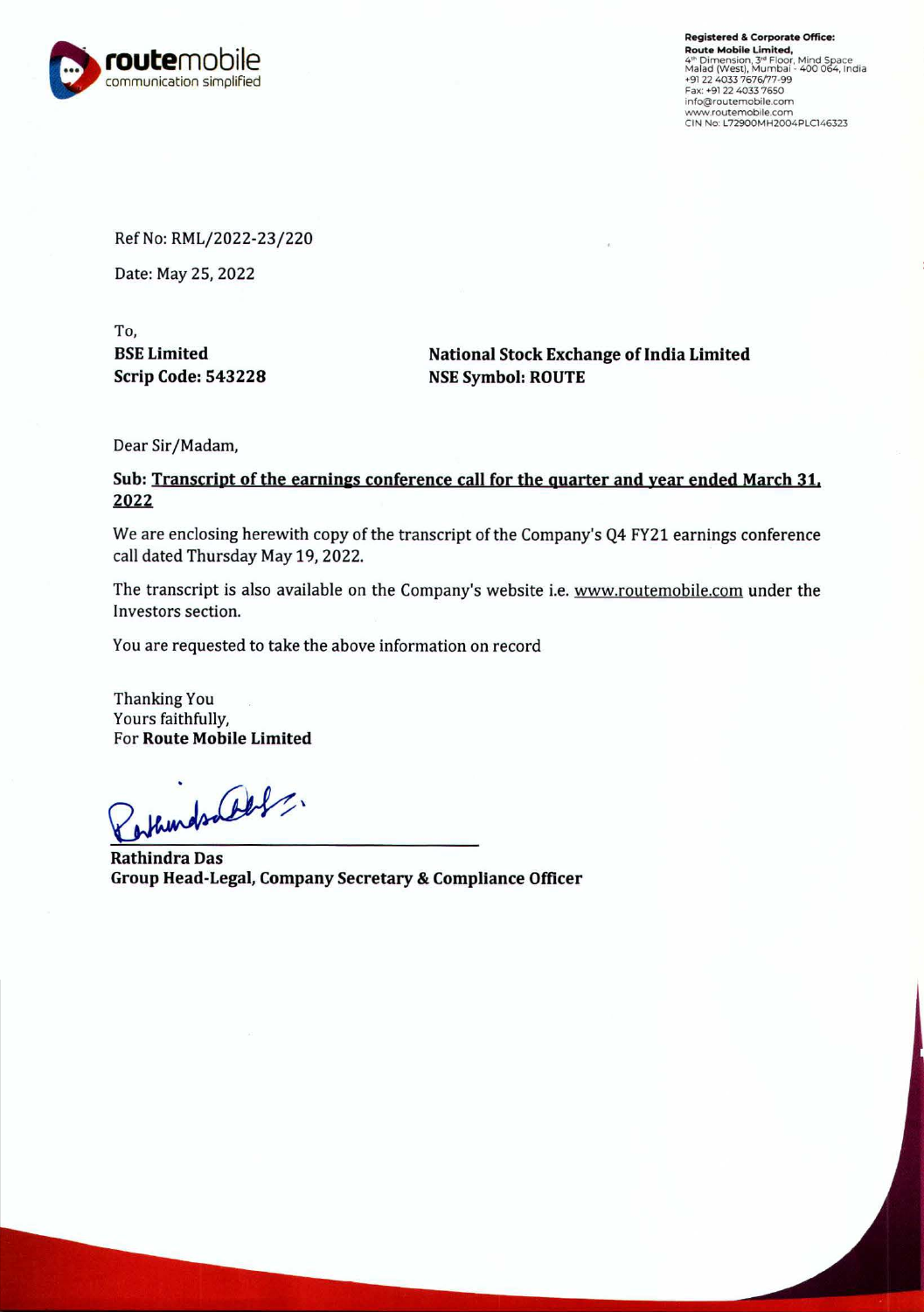**Registered & Corporate Office:**
**Route Mobile Limited,**
4th Dimension, 3rd Floor, Mind Space
Malad (West), Mumbai - 400 064, India
+91 22 4033 7676/77-99
Fax: +91 22 4033 7650
info@routemobile.com
www.routemobile.com
CIN No: L72900MH2004PLC146323

Ref No: RML/2022-23/220

Date: May 25, 2022

To,

| **BSE Limited** | **National Stock Exchange of India Limited** |
|---|---|
| **Scrip Code: 543228** | **NSE Symbol: ROUTE** |

Dear Sir/Madam,

**Sub: Transcript of the earnings conference call for the quarter and year ended March 31, 2022**

We are enclosing herewith copy of the transcript of the Company's Q4 FY21 earnings conference call dated Thursday May 19, 2022.

The transcript is also available on the Company's website i.e. www.routemobile.com under the Investors section.

You are requested to take the above information on record

Thanking You
Yours faithfully,
For **Route Mobile Limited**

**Rathindra Das**
**Group Head-Legal, Company Secretary & Compliance Officer**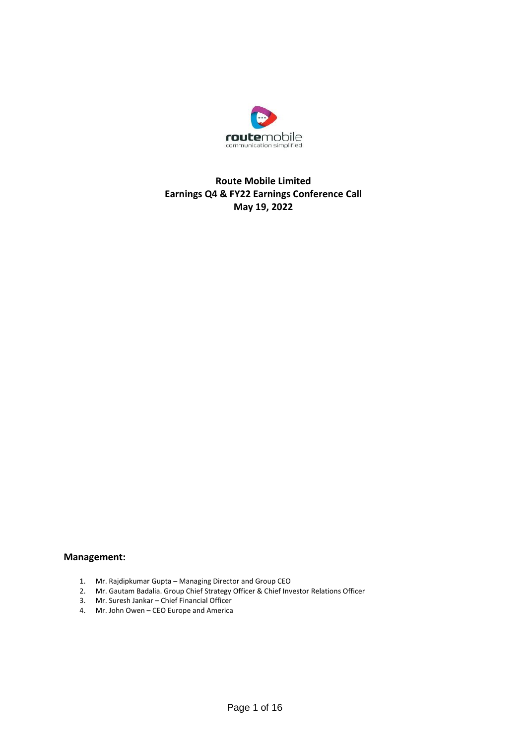**Route Mobile Limited**
**Earnings Q4 & FY22 Earnings Conference Call**
**May 19, 2022**

## Management:

1. Mr. Rajdipkumar Gupta – Managing Director and Group CEO
2. Mr. Gautam Badalia. Group Chief Strategy Officer & Chief Investor Relations Officer
3. Mr. Suresh Jankar – Chief Financial Officer
4. Mr. John Owen – CEO Europe and America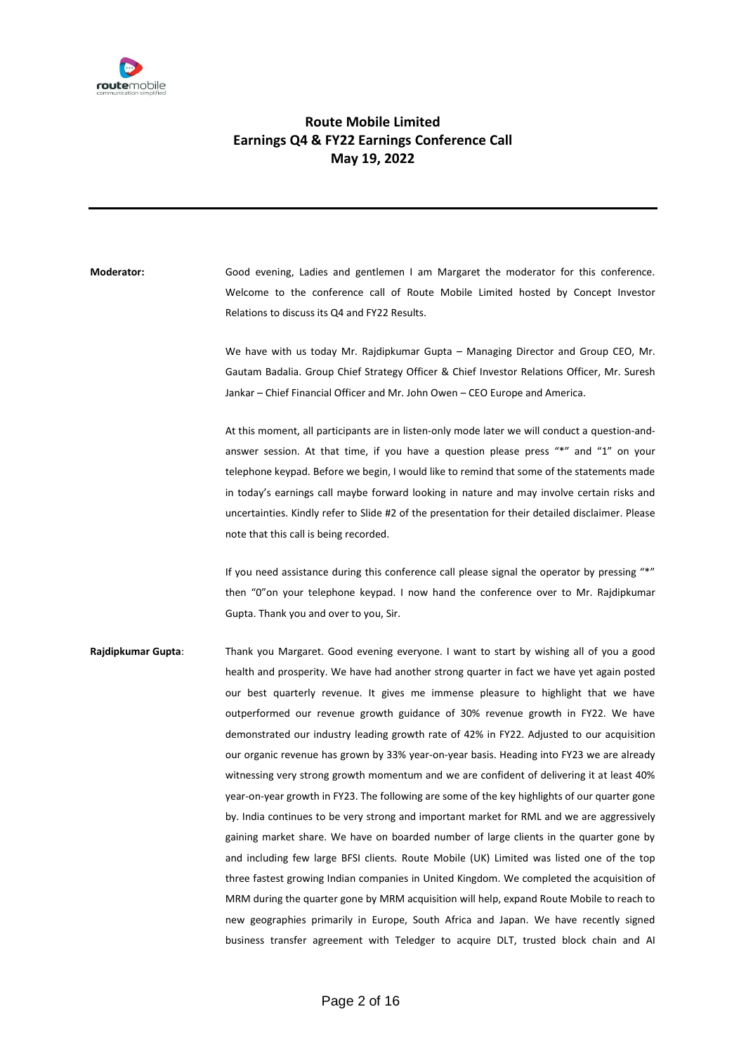# Route Mobile Limited
## Earnings Q4 & FY22 Earnings Conference Call
### May 19, 2022

---

**Moderator:** Good evening, Ladies and gentlemen I am Margaret the moderator for this conference. Welcome to the conference call of Route Mobile Limited hosted by Concept Investor Relations to discuss its Q4 and FY22 Results.

We have with us today Mr. Rajdipkumar Gupta – Managing Director and Group CEO, Mr. Gautam Badalia. Group Chief Strategy Officer & Chief Investor Relations Officer, Mr. Suresh Jankar – Chief Financial Officer and Mr. John Owen – CEO Europe and America.

At this moment, all participants are in listen-only mode later we will conduct a question-and-answer session. At that time, if you have a question please press "*" and "1" on your telephone keypad. Before we begin, I would like to remind that some of the statements made in today's earnings call maybe forward looking in nature and may involve certain risks and uncertainties. Kindly refer to Slide #2 of the presentation for their detailed disclaimer. Please note that this call is being recorded.

If you need assistance during this conference call please signal the operator by pressing "*" then "0"on your telephone keypad. I now hand the conference over to Mr. Rajdipkumar Gupta. Thank you and over to you, Sir.

**Rajdipkumar Gupta**: Thank you Margaret. Good evening everyone. I want to start by wishing all of you a good health and prosperity. We have had another strong quarter in fact we have yet again posted our best quarterly revenue. It gives me immense pleasure to highlight that we have outperformed our revenue growth guidance of 30% revenue growth in FY22. We have demonstrated our industry leading growth rate of 42% in FY22. Adjusted to our acquisition our organic revenue has grown by 33% year-on-year basis. Heading into FY23 we are already witnessing very strong growth momentum and we are confident of delivering it at least 40% year-on-year growth in FY23. The following are some of the key highlights of our quarter gone by. India continues to be very strong and important market for RML and we are aggressively gaining market share. We have on boarded number of large clients in the quarter gone by and including few large BFSI clients. Route Mobile (UK) Limited was listed one of the top three fastest growing Indian companies in United Kingdom. We completed the acquisition of MRM during the quarter gone by MRM acquisition will help, expand Route Mobile to reach to new geographies primarily in Europe, South Africa and Japan. We have recently signed business transfer agreement with Teledger to acquire DLT, trusted block chain and AI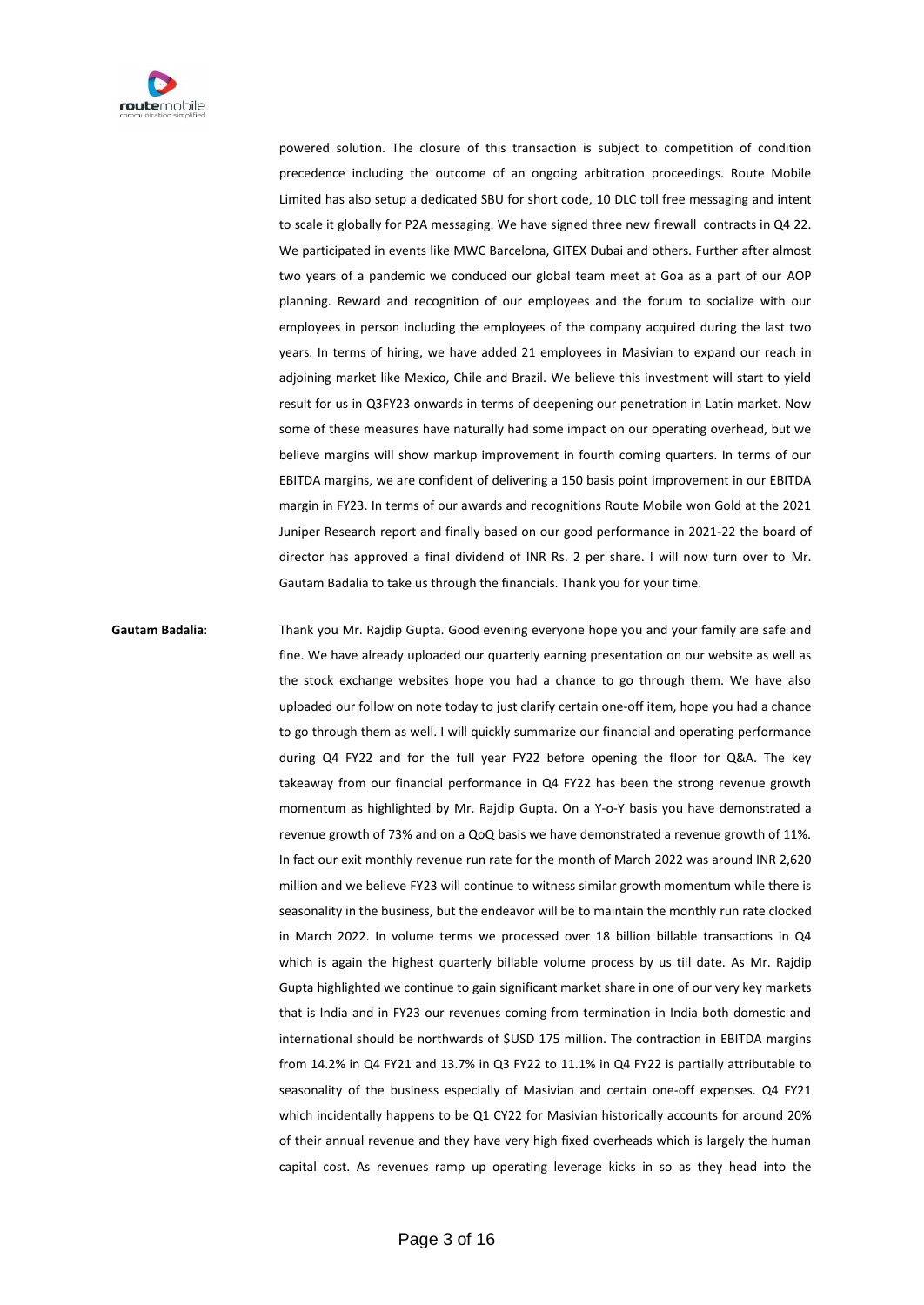powered solution. The closure of this transaction is subject to competition of condition precedence including the outcome of an ongoing arbitration proceedings. Route Mobile Limited has also setup a dedicated SBU for short code, 10 DLC toll free messaging and intent to scale it globally for P2A messaging. We have signed three new firewall contracts in Q4 22. We participated in events like MWC Barcelona, GITEX Dubai and others. Further after almost two years of a pandemic we conduced our global team meet at Goa as a part of our AOP planning. Reward and recognition of our employees and the forum to socialize with our employees in person including the employees of the company acquired during the last two years. In terms of hiring, we have added 21 employees in Masivian to expand our reach in adjoining market like Mexico, Chile and Brazil. We believe this investment will start to yield result for us in Q3FY23 onwards in terms of deepening our penetration in Latin market. Now some of these measures have naturally had some impact on our operating overhead, but we believe margins will show markup improvement in fourth coming quarters. In terms of our EBITDA margins, we are confident of delivering a 150 basis point improvement in our EBITDA margin in FY23. In terms of our awards and recognitions Route Mobile won Gold at the 2021 Juniper Research report and finally based on our good performance in 2021-22 the board of director has approved a final dividend of INR Rs. 2 per share. I will now turn over to Mr. Gautam Badalia to take us through the financials. Thank you for your time.

**Gautam Badalia**: Thank you Mr. Rajdip Gupta. Good evening everyone hope you and your family are safe and fine. We have already uploaded our quarterly earning presentation on our website as well as the stock exchange websites hope you had a chance to go through them. We have also uploaded our follow on note today to just clarify certain one-off item, hope you had a chance to go through them as well. I will quickly summarize our financial and operating performance during Q4 FY22 and for the full year FY22 before opening the floor for Q&A. The key takeaway from our financial performance in Q4 FY22 has been the strong revenue growth momentum as highlighted by Mr. Rajdip Gupta. On a Y-o-Y basis you have demonstrated a revenue growth of 73% and on a QoQ basis we have demonstrated a revenue growth of 11%. In fact our exit monthly revenue run rate for the month of March 2022 was around INR 2,620 million and we believe FY23 will continue to witness similar growth momentum while there is seasonality in the business, but the endeavor will be to maintain the monthly run rate clocked in March 2022. In volume terms we processed over 18 billion billable transactions in Q4 which is again the highest quarterly billable volume process by us till date. As Mr. Rajdip Gupta highlighted we continue to gain significant market share in one of our very key markets that is India and in FY23 our revenues coming from termination in India both domestic and international should be northwards of $USD 175 million. The contraction in EBITDA margins from 14.2% in Q4 FY21 and 13.7% in Q3 FY22 to 11.1% in Q4 FY22 is partially attributable to seasonality of the business especially of Masivian and certain one-off expenses. Q4 FY21 which incidentally happens to be Q1 CY22 for Masivian historically accounts for around 20% of their annual revenue and they have very high fixed overheads which is largely the human capital cost. As revenues ramp up operating leverage kicks in so as they head into the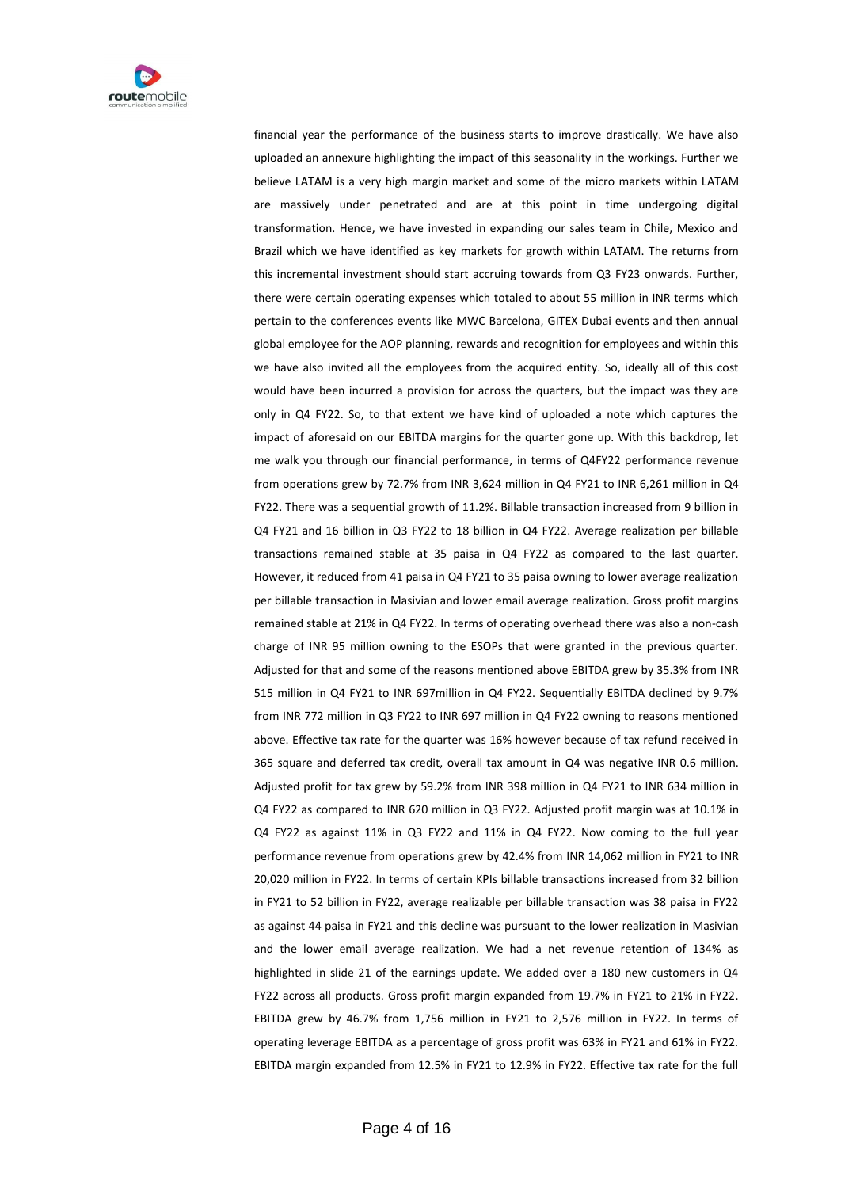financial year the performance of the business starts to improve drastically. We have also uploaded an annexure highlighting the impact of this seasonality in the workings. Further we believe LATAM is a very high margin market and some of the micro markets within LATAM are massively under penetrated and are at this point in time undergoing digital transformation. Hence, we have invested in expanding our sales team in Chile, Mexico and Brazil which we have identified as key markets for growth within LATAM. The returns from this incremental investment should start accruing towards from Q3 FY23 onwards. Further, there were certain operating expenses which totaled to about 55 million in INR terms which pertain to the conferences events like MWC Barcelona, GITEX Dubai events and then annual global employee for the AOP planning, rewards and recognition for employees and within this we have also invited all the employees from the acquired entity. So, ideally all of this cost would have been incurred a provision for across the quarters, but the impact was they are only in Q4 FY22. So, to that extent we have kind of uploaded a note which captures the impact of aforesaid on our EBITDA margins for the quarter gone up. With this backdrop, let me walk you through our financial performance, in terms of Q4FY22 performance revenue from operations grew by 72.7% from INR 3,624 million in Q4 FY21 to INR 6,261 million in Q4 FY22. There was a sequential growth of 11.2%. Billable transaction increased from 9 billion in Q4 FY21 and 16 billion in Q3 FY22 to 18 billion in Q4 FY22. Average realization per billable transactions remained stable at 35 paisa in Q4 FY22 as compared to the last quarter. However, it reduced from 41 paisa in Q4 FY21 to 35 paisa owning to lower average realization per billable transaction in Masivian and lower email average realization. Gross profit margins remained stable at 21% in Q4 FY22. In terms of operating overhead there was also a non-cash charge of INR 95 million owning to the ESOPs that were granted in the previous quarter. Adjusted for that and some of the reasons mentioned above EBITDA grew by 35.3% from INR 515 million in Q4 FY21 to INR 697million in Q4 FY22. Sequentially EBITDA declined by 9.7% from INR 772 million in Q3 FY22 to INR 697 million in Q4 FY22 owning to reasons mentioned above. Effective tax rate for the quarter was 16% however because of tax refund received in 365 square and deferred tax credit, overall tax amount in Q4 was negative INR 0.6 million. Adjusted profit for tax grew by 59.2% from INR 398 million in Q4 FY21 to INR 634 million in Q4 FY22 as compared to INR 620 million in Q3 FY22. Adjusted profit margin was at 10.1% in Q4 FY22 as against 11% in Q3 FY22 and 11% in Q4 FY22. Now coming to the full year performance revenue from operations grew by 42.4% from INR 14,062 million in FY21 to INR 20,020 million in FY22. In terms of certain KPIs billable transactions increased from 32 billion in FY21 to 52 billion in FY22, average realizable per billable transaction was 38 paisa in FY22 as against 44 paisa in FY21 and this decline was pursuant to the lower realization in Masivian and the lower email average realization. We had a net revenue retention of 134% as highlighted in slide 21 of the earnings update. We added over a 180 new customers in Q4 FY22 across all products. Gross profit margin expanded from 19.7% in FY21 to 21% in FY22. EBITDA grew by 46.7% from 1,756 million in FY21 to 2,576 million in FY22. In terms of operating leverage EBITDA as a percentage of gross profit was 63% in FY21 and 61% in FY22. EBITDA margin expanded from 12.5% in FY21 to 12.9% in FY22. Effective tax rate for the full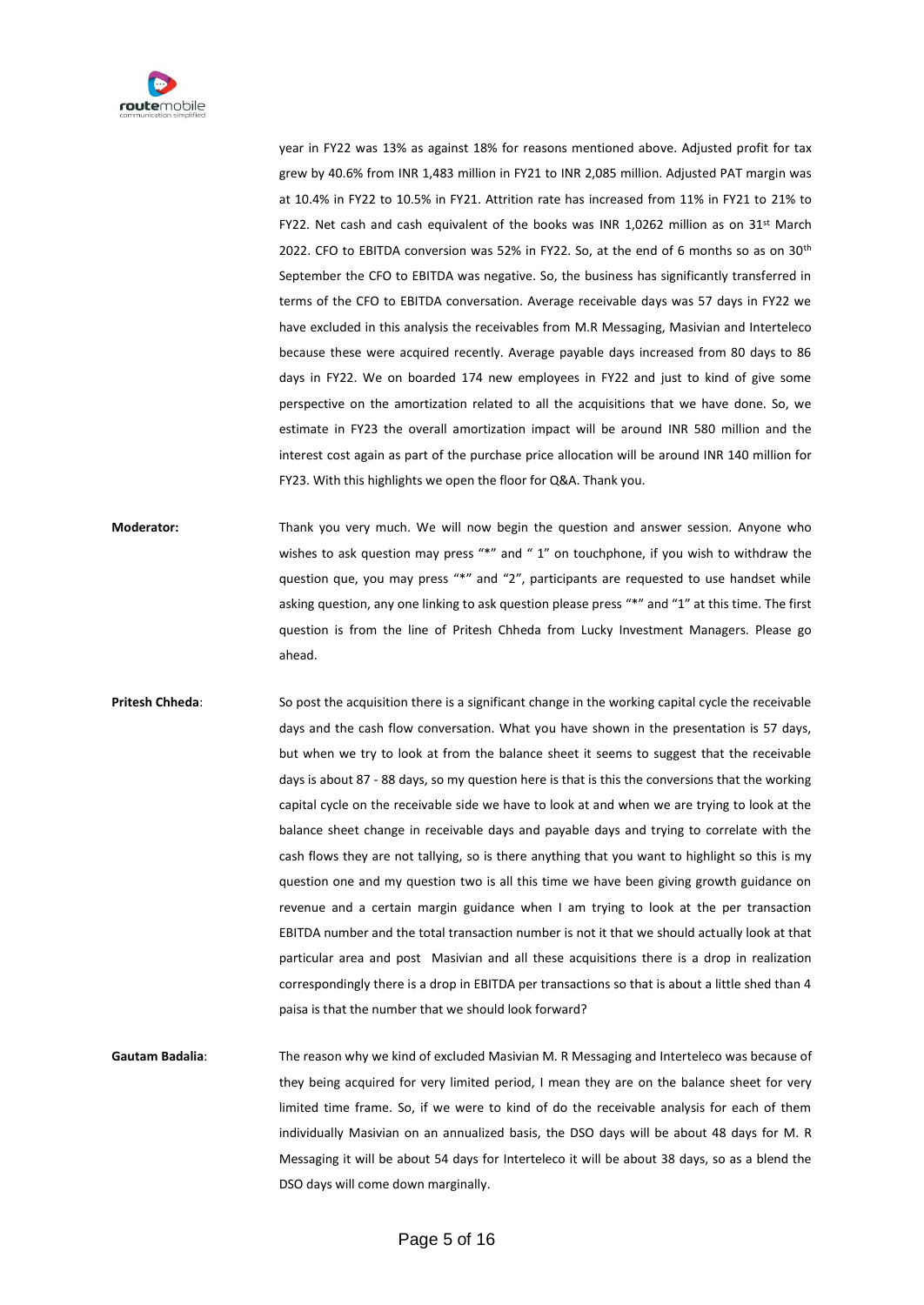year in FY22 was 13% as against 18% for reasons mentioned above. Adjusted profit for tax grew by 40.6% from INR 1,483 million in FY21 to INR 2,085 million. Adjusted PAT margin was at 10.4% in FY22 to 10.5% in FY21. Attrition rate has increased from 11% in FY21 to 21% to FY22. Net cash and cash equivalent of the books was INR 1,0262 million as on 31st March 2022. CFO to EBITDA conversion was 52% in FY22. So, at the end of 6 months so as on 30th September the CFO to EBITDA was negative. So, the business has significantly transferred in terms of the CFO to EBITDA conversation. Average receivable days was 57 days in FY22 we have excluded in this analysis the receivables from M.R Messaging, Masivian and Interteleco because these were acquired recently. Average payable days increased from 80 days to 86 days in FY22. We on boarded 174 new employees in FY22 and just to kind of give some perspective on the amortization related to all the acquisitions that we have done. So, we estimate in FY23 the overall amortization impact will be around INR 580 million and the interest cost again as part of the purchase price allocation will be around INR 140 million for FY23. With this highlights we open the floor for Q&A. Thank you.

**Moderator:** Thank you very much. We will now begin the question and answer session. Anyone who wishes to ask question may press "*" and " 1" on touchphone, if you wish to withdraw the question que, you may press "*" and "2", participants are requested to use handset while asking question, any one linking to ask question please press "*" and "1" at this time. The first question is from the line of Pritesh Chheda from Lucky Investment Managers. Please go ahead.

**Pritesh Chheda**: So post the acquisition there is a significant change in the working capital cycle the receivable days and the cash flow conversation. What you have shown in the presentation is 57 days, but when we try to look at from the balance sheet it seems to suggest that the receivable days is about 87 - 88 days, so my question here is that is this the conversions that the working capital cycle on the receivable side we have to look at and when we are trying to look at the balance sheet change in receivable days and payable days and trying to correlate with the cash flows they are not tallying, so is there anything that you want to highlight so this is my question one and my question two is all this time we have been giving growth guidance on revenue and a certain margin guidance when I am trying to look at the per transaction EBITDA number and the total transaction number is not it that we should actually look at that particular area and post Masivian and all these acquisitions there is a drop in realization correspondingly there is a drop in EBITDA per transactions so that is about a little shed than 4 paisa is that the number that we should look forward?

**Gautam Badalia**: The reason why we kind of excluded Masivian M. R Messaging and Interteleco was because of they being acquired for very limited period, I mean they are on the balance sheet for very limited time frame. So, if we were to kind of do the receivable analysis for each of them individually Masivian on an annualized basis, the DSO days will be about 48 days for M. R Messaging it will be about 54 days for Interteleco it will be about 38 days, so as a blend the DSO days will come down marginally.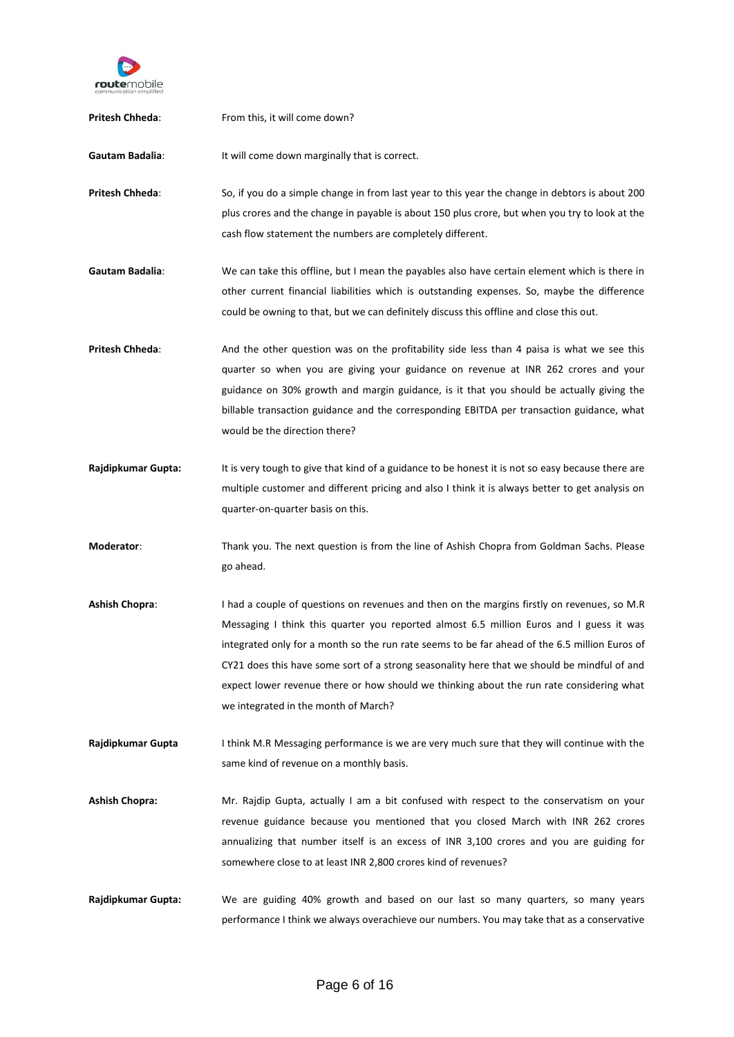**Pritesh Chheda**: From this, it will come down?

**Gautam Badalia**: It will come down marginally that is correct.

**Pritesh Chheda**: So, if you do a simple change in from last year to this year the change in debtors is about 200 plus crores and the change in payable is about 150 plus crore, but when you try to look at the cash flow statement the numbers are completely different.

**Gautam Badalia**: We can take this offline, but I mean the payables also have certain element which is there in other current financial liabilities which is outstanding expenses. So, maybe the difference could be owning to that, but we can definitely discuss this offline and close this out.

**Pritesh Chheda**: And the other question was on the profitability side less than 4 paisa is what we see this quarter so when you are giving your guidance on revenue at INR 262 crores and your guidance on 30% growth and margin guidance, is it that you should be actually giving the billable transaction guidance and the corresponding EBITDA per transaction guidance, what would be the direction there?

**Rajdipkumar Gupta:** It is very tough to give that kind of a guidance to be honest it is not so easy because there are multiple customer and different pricing and also I think it is always better to get analysis on quarter-on-quarter basis on this.

**Moderator**: Thank you. The next question is from the line of Ashish Chopra from Goldman Sachs. Please go ahead.

**Ashish Chopra**: I had a couple of questions on revenues and then on the margins firstly on revenues, so M.R Messaging I think this quarter you reported almost 6.5 million Euros and I guess it was integrated only for a month so the run rate seems to be far ahead of the 6.5 million Euros of CY21 does this have some sort of a strong seasonality here that we should be mindful of and expect lower revenue there or how should we thinking about the run rate considering what we integrated in the month of March?

**Rajdipkumar Gupta** I think M.R Messaging performance is we are very much sure that they will continue with the same kind of revenue on a monthly basis.

**Ashish Chopra:** Mr. Rajdip Gupta, actually I am a bit confused with respect to the conservatism on your revenue guidance because you mentioned that you closed March with INR 262 crores annualizing that number itself is an excess of INR 3,100 crores and you are guiding for somewhere close to at least INR 2,800 crores kind of revenues?

**Rajdipkumar Gupta:** We are guiding 40% growth and based on our last so many quarters, so many years performance I think we always overachieve our numbers. You may take that as a conservative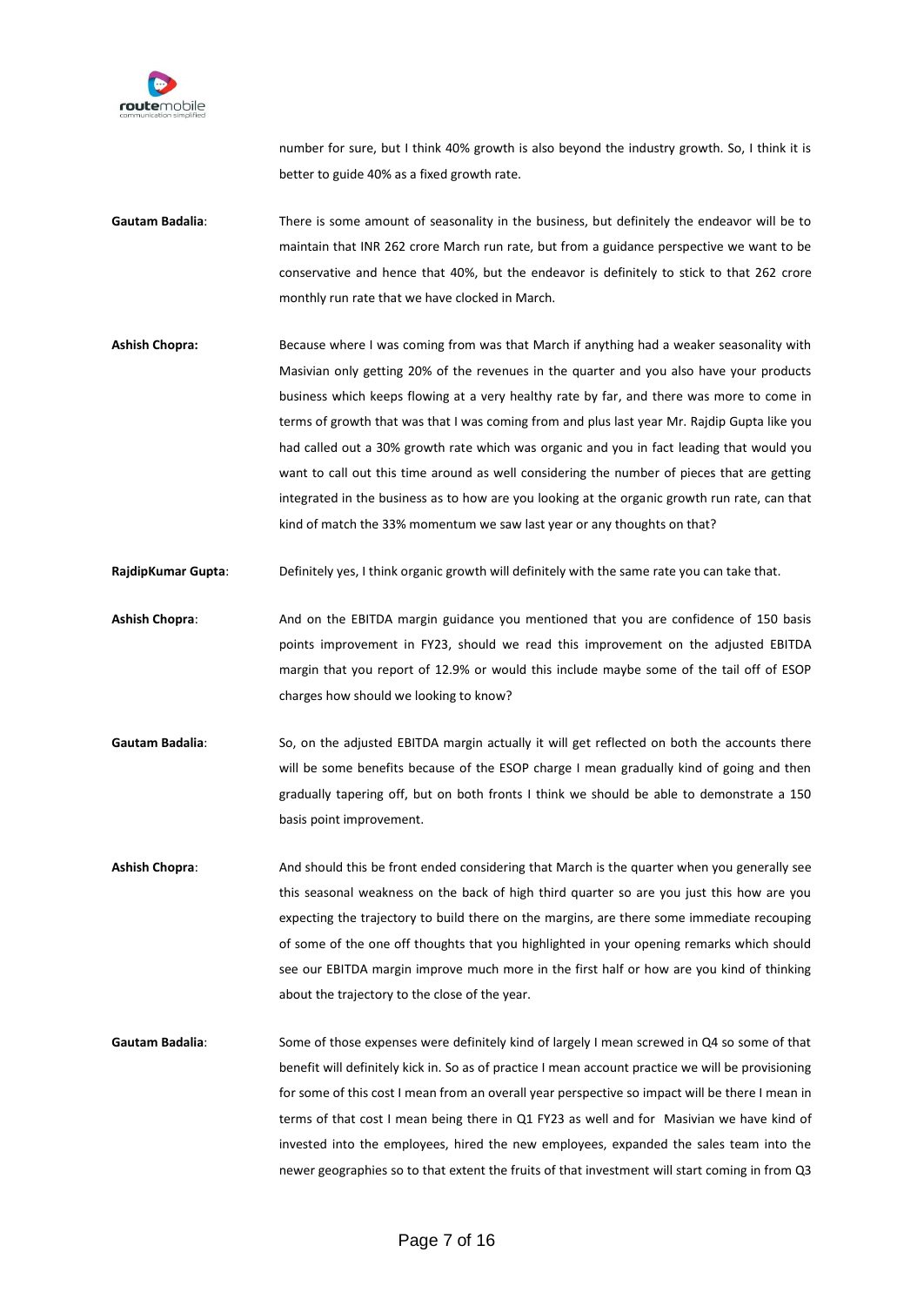number for sure, but I think 40% growth is also beyond the industry growth. So, I think it is better to guide 40% as a fixed growth rate.

**Gautam Badalia**: There is some amount of seasonality in the business, but definitely the endeavor will be to maintain that INR 262 crore March run rate, but from a guidance perspective we want to be conservative and hence that 40%, but the endeavor is definitely to stick to that 262 crore monthly run rate that we have clocked in March.

**Ashish Chopra:** Because where I was coming from was that March if anything had a weaker seasonality with Masivian only getting 20% of the revenues in the quarter and you also have your products business which keeps flowing at a very healthy rate by far, and there was more to come in terms of growth that was that I was coming from and plus last year Mr. Rajdip Gupta like you had called out a 30% growth rate which was organic and you in fact leading that would you want to call out this time around as well considering the number of pieces that are getting integrated in the business as to how are you looking at the organic growth run rate, can that kind of match the 33% momentum we saw last year or any thoughts on that?

**RajdipKumar Gupta**: Definitely yes, I think organic growth will definitely with the same rate you can take that.

**Ashish Chopra**: And on the EBITDA margin guidance you mentioned that you are confidence of 150 basis points improvement in FY23, should we read this improvement on the adjusted EBITDA margin that you report of 12.9% or would this include maybe some of the tail off of ESOP charges how should we looking to know?

**Gautam Badalia**: So, on the adjusted EBITDA margin actually it will get reflected on both the accounts there will be some benefits because of the ESOP charge I mean gradually kind of going and then gradually tapering off, but on both fronts I think we should be able to demonstrate a 150 basis point improvement.

**Ashish Chopra**: And should this be front ended considering that March is the quarter when you generally see this seasonal weakness on the back of high third quarter so are you just this how are you expecting the trajectory to build there on the margins, are there some immediate recouping of some of the one off thoughts that you highlighted in your opening remarks which should see our EBITDA margin improve much more in the first half or how are you kind of thinking about the trajectory to the close of the year.

**Gautam Badalia**: Some of those expenses were definitely kind of largely I mean screwed in Q4 so some of that benefit will definitely kick in. So as of practice I mean account practice we will be provisioning for some of this cost I mean from an overall year perspective so impact will be there I mean in terms of that cost I mean being there in Q1 FY23 as well and for Masivian we have kind of invested into the employees, hired the new employees, expanded the sales team into the newer geographies so to that extent the fruits of that investment will start coming in from Q3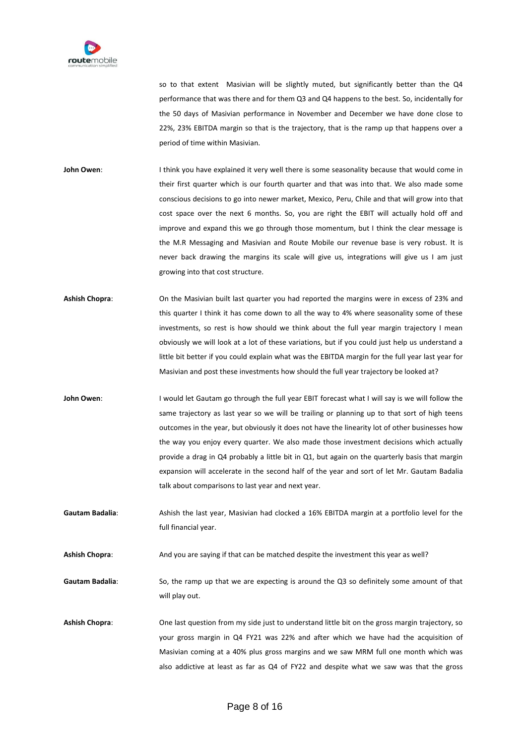so to that extent Masivian will be slightly muted, but significantly better than the Q4 performance that was there and for them Q3 and Q4 happens to the best. So, incidentally for the 50 days of Masivian performance in November and December we have done close to 22%, 23% EBITDA margin so that is the trajectory, that is the ramp up that happens over a period of time within Masivian.

**John Owen**: I think you have explained it very well there is some seasonality because that would come in their first quarter which is our fourth quarter and that was into that. We also made some conscious decisions to go into newer market, Mexico, Peru, Chile and that will grow into that cost space over the next 6 months. So, you are right the EBIT will actually hold off and improve and expand this we go through those momentum, but I think the clear message is the M.R Messaging and Masivian and Route Mobile our revenue base is very robust. It is never back drawing the margins its scale will give us, integrations will give us I am just growing into that cost structure.

**Ashish Chopra**: On the Masivian built last quarter you had reported the margins were in excess of 23% and this quarter I think it has come down to all the way to 4% where seasonality some of these investments, so rest is how should we think about the full year margin trajectory I mean obviously we will look at a lot of these variations, but if you could just help us understand a little bit better if you could explain what was the EBITDA margin for the full year last year for Masivian and post these investments how should the full year trajectory be looked at?

**John Owen**: I would let Gautam go through the full year EBIT forecast what I will say is we will follow the same trajectory as last year so we will be trailing or planning up to that sort of high teens outcomes in the year, but obviously it does not have the linearity lot of other businesses how the way you enjoy every quarter. We also made those investment decisions which actually provide a drag in Q4 probably a little bit in Q1, but again on the quarterly basis that margin expansion will accelerate in the second half of the year and sort of let Mr. Gautam Badalia talk about comparisons to last year and next year.

**Gautam Badalia**: Ashish the last year, Masivian had clocked a 16% EBITDA margin at a portfolio level for the full financial year.

**Ashish Chopra**: And you are saying if that can be matched despite the investment this year as well?

**Gautam Badalia**: So, the ramp up that we are expecting is around the Q3 so definitely some amount of that will play out.

**Ashish Chopra**: One last question from my side just to understand little bit on the gross margin trajectory, so your gross margin in Q4 FY21 was 22% and after which we have had the acquisition of Masivian coming at a 40% plus gross margins and we saw MRM full one month which was also addictive at least as far as Q4 of FY22 and despite what we saw was that the gross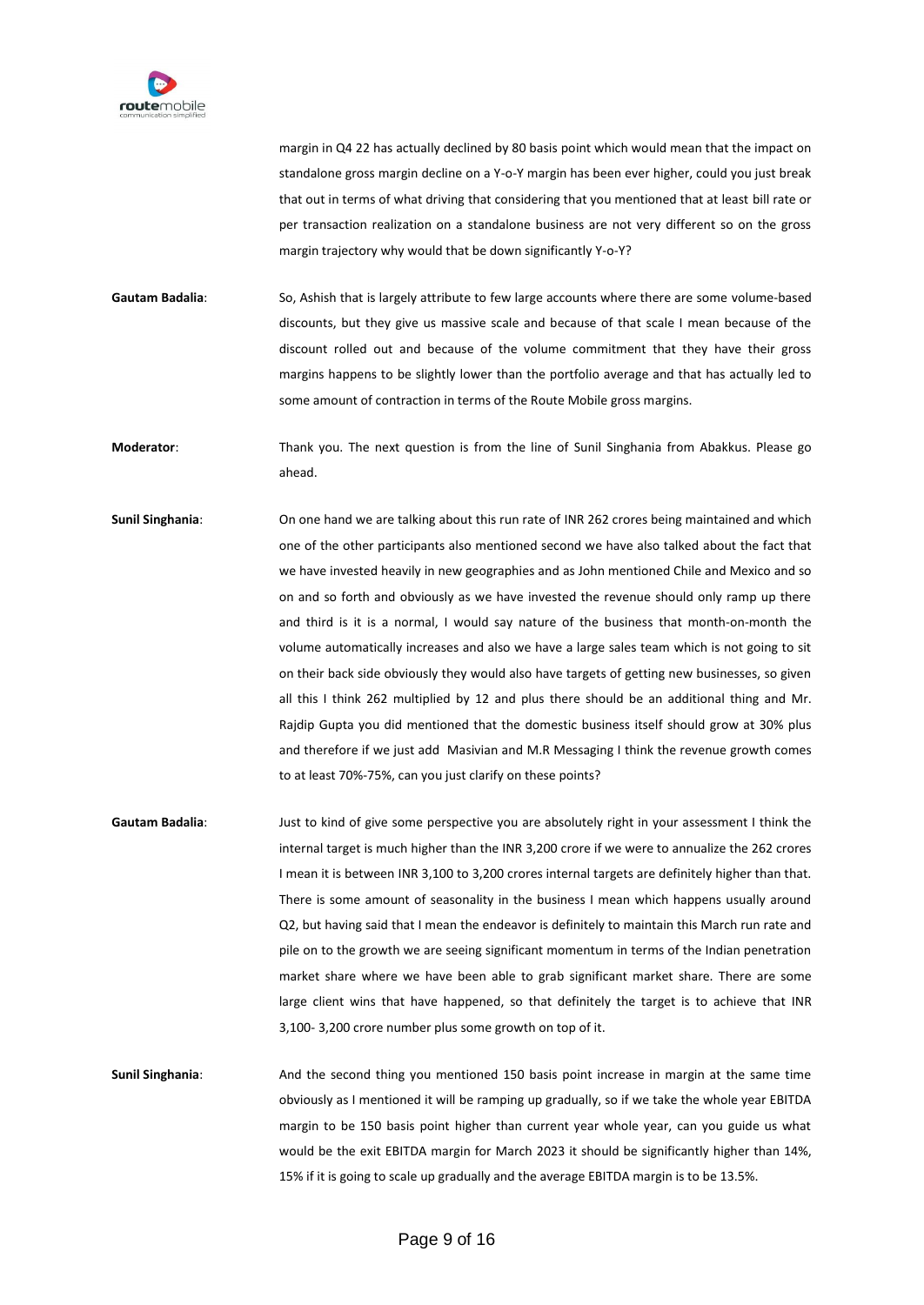margin in Q4 22 has actually declined by 80 basis point which would mean that the impact on standalone gross margin decline on a Y-o-Y margin has been ever higher, could you just break that out in terms of what driving that considering that you mentioned that at least bill rate or per transaction realization on a standalone business are not very different so on the gross margin trajectory why would that be down significantly Y-o-Y?

**Gautam Badalia**: So, Ashish that is largely attribute to few large accounts where there are some volume-based discounts, but they give us massive scale and because of that scale I mean because of the discount rolled out and because of the volume commitment that they have their gross margins happens to be slightly lower than the portfolio average and that has actually led to some amount of contraction in terms of the Route Mobile gross margins.

**Moderator**: Thank you. The next question is from the line of Sunil Singhania from Abakkus. Please go ahead.

**Sunil Singhania**: On one hand we are talking about this run rate of INR 262 crores being maintained and which one of the other participants also mentioned second we have also talked about the fact that we have invested heavily in new geographies and as John mentioned Chile and Mexico and so on and so forth and obviously as we have invested the revenue should only ramp up there and third is it is a normal, I would say nature of the business that month-on-month the volume automatically increases and also we have a large sales team which is not going to sit on their back side obviously they would also have targets of getting new businesses, so given all this I think 262 multiplied by 12 and plus there should be an additional thing and Mr. Rajdip Gupta you did mentioned that the domestic business itself should grow at 30% plus and therefore if we just add Masivian and M.R Messaging I think the revenue growth comes to at least 70%-75%, can you just clarify on these points?

**Gautam Badalia**: Just to kind of give some perspective you are absolutely right in your assessment I think the internal target is much higher than the INR 3,200 crore if we were to annualize the 262 crores I mean it is between INR 3,100 to 3,200 crores internal targets are definitely higher than that. There is some amount of seasonality in the business I mean which happens usually around Q2, but having said that I mean the endeavor is definitely to maintain this March run rate and pile on to the growth we are seeing significant momentum in terms of the Indian penetration market share where we have been able to grab significant market share. There are some large client wins that have happened, so that definitely the target is to achieve that INR 3,100- 3,200 crore number plus some growth on top of it.

**Sunil Singhania**: And the second thing you mentioned 150 basis point increase in margin at the same time obviously as I mentioned it will be ramping up gradually, so if we take the whole year EBITDA margin to be 150 basis point higher than current year whole year, can you guide us what would be the exit EBITDA margin for March 2023 it should be significantly higher than 14%, 15% if it is going to scale up gradually and the average EBITDA margin is to be 13.5%.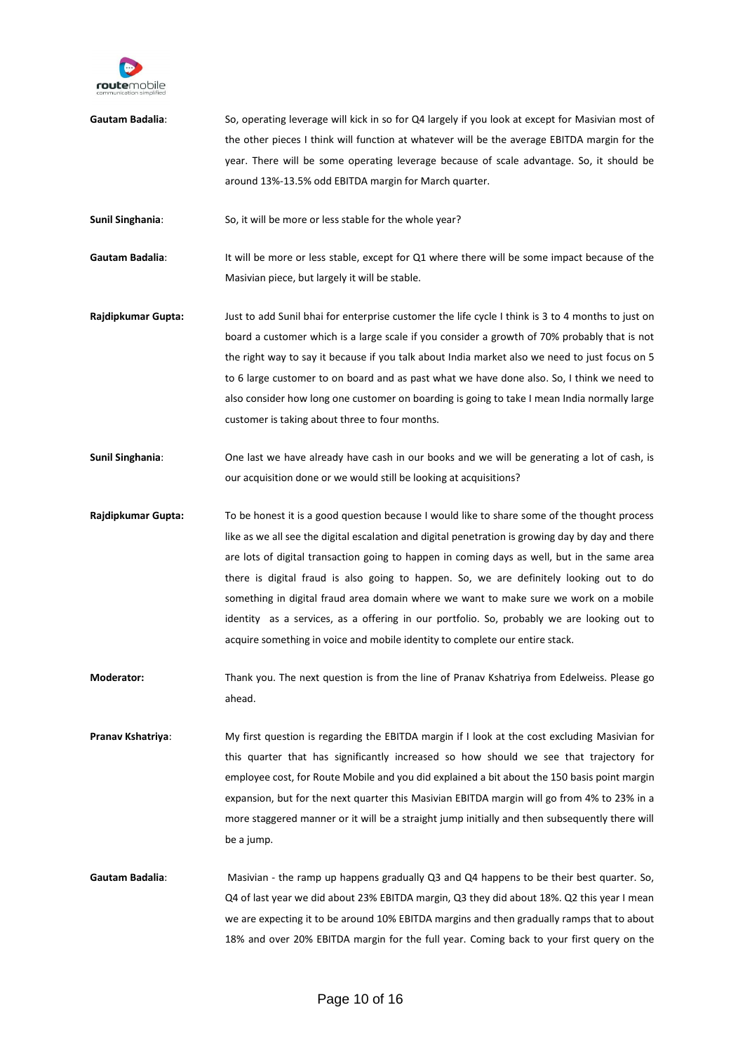**Gautam Badalia**: So, operating leverage will kick in so for Q4 largely if you look at except for Masivian most of the other pieces I think will function at whatever will be the average EBITDA margin for the year. There will be some operating leverage because of scale advantage. So, it should be around 13%-13.5% odd EBITDA margin for March quarter.

**Sunil Singhania**: So, it will be more or less stable for the whole year?

**Gautam Badalia**: It will be more or less stable, except for Q1 where there will be some impact because of the Masivian piece, but largely it will be stable.

**Rajdipkumar Gupta:** Just to add Sunil bhai for enterprise customer the life cycle I think is 3 to 4 months to just on board a customer which is a large scale if you consider a growth of 70% probably that is not the right way to say it because if you talk about India market also we need to just focus on 5 to 6 large customer to on board and as past what we have done also. So, I think we need to also consider how long one customer on boarding is going to take I mean India normally large customer is taking about three to four months.

**Sunil Singhania**: One last we have already have cash in our books and we will be generating a lot of cash, is our acquisition done or we would still be looking at acquisitions?

**Rajdipkumar Gupta:** To be honest it is a good question because I would like to share some of the thought process like as we all see the digital escalation and digital penetration is growing day by day and there are lots of digital transaction going to happen in coming days as well, but in the same area there is digital fraud is also going to happen. So, we are definitely looking out to do something in digital fraud area domain where we want to make sure we work on a mobile identity as a services, as a offering in our portfolio. So, probably we are looking out to acquire something in voice and mobile identity to complete our entire stack.

**Moderator:** Thank you. The next question is from the line of Pranav Kshatriya from Edelweiss. Please go ahead.

**Pranav Kshatriya**: My first question is regarding the EBITDA margin if I look at the cost excluding Masivian for this quarter that has significantly increased so how should we see that trajectory for employee cost, for Route Mobile and you did explained a bit about the 150 basis point margin expansion, but for the next quarter this Masivian EBITDA margin will go from 4% to 23% in a more staggered manner or it will be a straight jump initially and then subsequently there will be a jump.

**Gautam Badalia**: Masivian - the ramp up happens gradually Q3 and Q4 happens to be their best quarter. So, Q4 of last year we did about 23% EBITDA margin, Q3 they did about 18%. Q2 this year I mean we are expecting it to be around 10% EBITDA margins and then gradually ramps that to about 18% and over 20% EBITDA margin for the full year. Coming back to your first query on the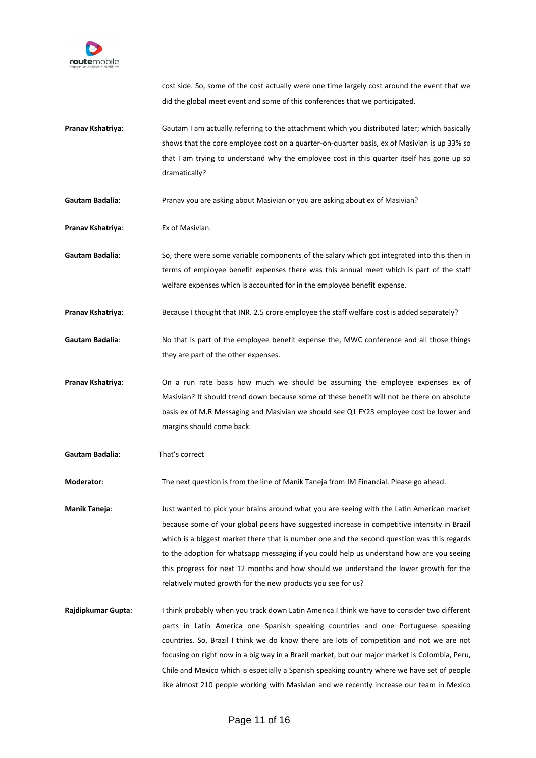cost side. So, some of the cost actually were one time largely cost around the event that we did the global meet event and some of this conferences that we participated.

**Pranav Kshatriya**: Gautam I am actually referring to the attachment which you distributed later; which basically shows that the core employee cost on a quarter-on-quarter basis, ex of Masivian is up 33% so that I am trying to understand why the employee cost in this quarter itself has gone up so dramatically?

**Gautam Badalia**: Pranav you are asking about Masivian or you are asking about ex of Masivian?

**Pranav Kshatriya**: Ex of Masivian.

**Gautam Badalia**: So, there were some variable components of the salary which got integrated into this then in terms of employee benefit expenses there was this annual meet which is part of the staff welfare expenses which is accounted for in the employee benefit expense.

**Pranav Kshatriya**: Because I thought that INR. 2.5 crore employee the staff welfare cost is added separately?

**Gautam Badalia**: No that is part of the employee benefit expense the, MWC conference and all those things they are part of the other expenses.

**Pranav Kshatriya**: On a run rate basis how much we should be assuming the employee expenses ex of Masivian? It should trend down because some of these benefit will not be there on absolute basis ex of M.R Messaging and Masivian we should see Q1 FY23 employee cost be lower and margins should come back.

**Gautam Badalia**: That's correct

**Moderator**: The next question is from the line of Manik Taneja from JM Financial. Please go ahead.

**Manik Taneja**: Just wanted to pick your brains around what you are seeing with the Latin American market because some of your global peers have suggested increase in competitive intensity in Brazil which is a biggest market there that is number one and the second question was this regards to the adoption for whatsapp messaging if you could help us understand how are you seeing this progress for next 12 months and how should we understand the lower growth for the relatively muted growth for the new products you see for us?

**Rajdipkumar Gupta**: I think probably when you track down Latin America I think we have to consider two different parts in Latin America one Spanish speaking countries and one Portuguese speaking countries. So, Brazil I think we do know there are lots of competition and not we are not focusing on right now in a big way in a Brazil market, but our major market is Colombia, Peru, Chile and Mexico which is especially a Spanish speaking country where we have set of people like almost 210 people working with Masivian and we recently increase our team in Mexico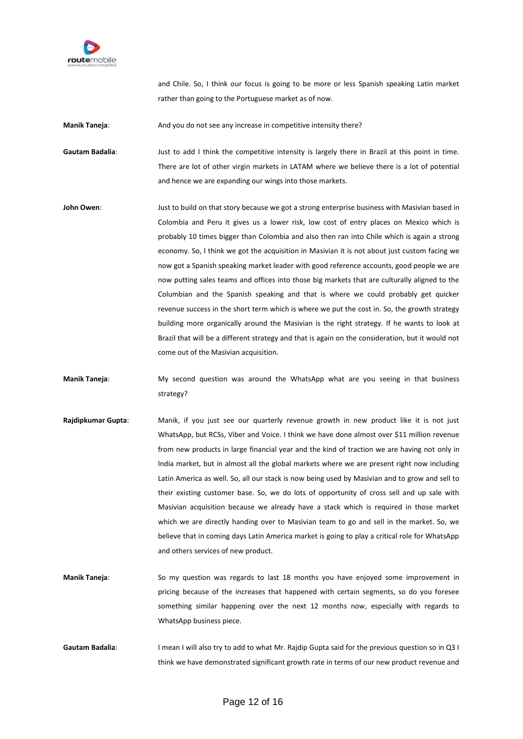and Chile. So, I think our focus is going to be more or less Spanish speaking Latin market rather than going to the Portuguese market as of now.

**Manik Taneja**: And you do not see any increase in competitive intensity there?

**Gautam Badalia**: Just to add I think the competitive intensity is largely there in Brazil at this point in time. There are lot of other virgin markets in LATAM where we believe there is a lot of potential and hence we are expanding our wings into those markets.

**John Owen**: Just to build on that story because we got a strong enterprise business with Masivian based in Colombia and Peru it gives us a lower risk, low cost of entry places on Mexico which is probably 10 times bigger than Colombia and also then ran into Chile which is again a strong economy. So, I think we got the acquisition in Masivian it is not about just custom facing we now got a Spanish speaking market leader with good reference accounts, good people we are now putting sales teams and offices into those big markets that are culturally aligned to the Columbian and the Spanish speaking and that is where we could probably get quicker revenue success in the short term which is where we put the cost in. So, the growth strategy building more organically around the Masivian is the right strategy. If he wants to look at Brazil that will be a different strategy and that is again on the consideration, but it would not come out of the Masivian acquisition.

**Manik Taneja**: My second question was around the WhatsApp what are you seeing in that business strategy?

**Rajdipkumar Gupta**: Manik, if you just see our quarterly revenue growth in new product like it is not just WhatsApp, but RCSs, Viber and Voice. I think we have done almost over $11 million revenue from new products in large financial year and the kind of traction we are having not only in India market, but in almost all the global markets where we are present right now including Latin America as well. So, all our stack is now being used by Masivian and to grow and sell to their existing customer base. So, we do lots of opportunity of cross sell and up sale with Masivian acquisition because we already have a stack which is required in those market which we are directly handing over to Masivian team to go and sell in the market. So, we believe that in coming days Latin America market is going to play a critical role for WhatsApp and others services of new product.

**Manik Taneja**: So my question was regards to last 18 months you have enjoyed some improvement in pricing because of the increases that happened with certain segments, so do you foresee something similar happening over the next 12 months now, especially with regards to WhatsApp business piece.

**Gautam Badalia**: I mean I will also try to add to what Mr. Rajdip Gupta said for the previous question so in Q3 I think we have demonstrated significant growth rate in terms of our new product revenue and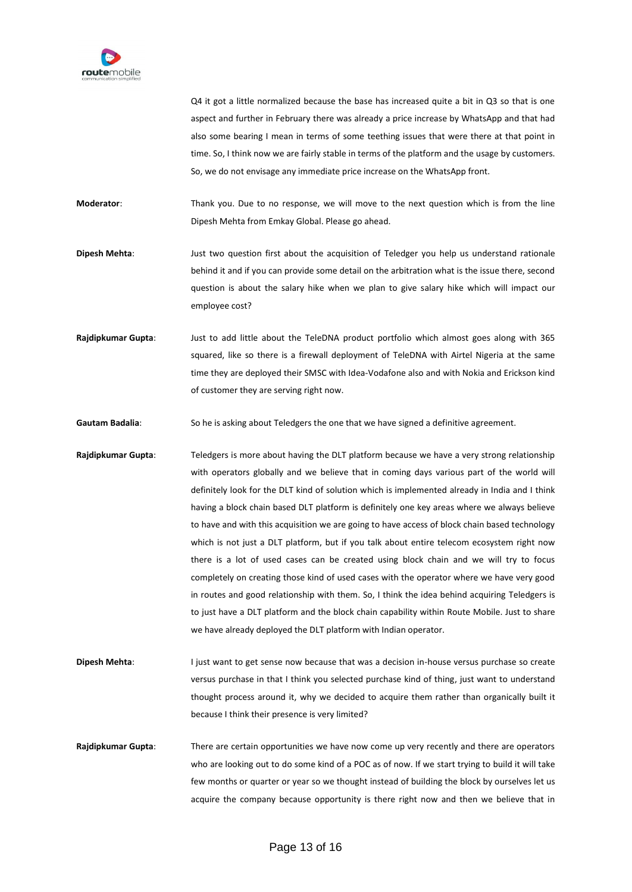Q4 it got a little normalized because the base has increased quite a bit in Q3 so that is one aspect and further in February there was already a price increase by WhatsApp and that had also some bearing I mean in terms of some teething issues that were there at that point in time. So, I think now we are fairly stable in terms of the platform and the usage by customers. So, we do not envisage any immediate price increase on the WhatsApp front.

**Moderator**: Thank you. Due to no response, we will move to the next question which is from the line Dipesh Mehta from Emkay Global. Please go ahead.

**Dipesh Mehta**: Just two question first about the acquisition of Teledger you help us understand rationale behind it and if you can provide some detail on the arbitration what is the issue there, second question is about the salary hike when we plan to give salary hike which will impact our employee cost?

**Rajdipkumar Gupta**: Just to add little about the TeleDNA product portfolio which almost goes along with 365 squared, like so there is a firewall deployment of TeleDNA with Airtel Nigeria at the same time they are deployed their SMSC with Idea-Vodafone also and with Nokia and Erickson kind of customer they are serving right now.

**Gautam Badalia**: So he is asking about Teledgers the one that we have signed a definitive agreement.

**Rajdipkumar Gupta**: Teledgers is more about having the DLT platform because we have a very strong relationship with operators globally and we believe that in coming days various part of the world will definitely look for the DLT kind of solution which is implemented already in India and I think having a block chain based DLT platform is definitely one key areas where we always believe to have and with this acquisition we are going to have access of block chain based technology which is not just a DLT platform, but if you talk about entire telecom ecosystem right now there is a lot of used cases can be created using block chain and we will try to focus completely on creating those kind of used cases with the operator where we have very good in routes and good relationship with them. So, I think the idea behind acquiring Teledgers is to just have a DLT platform and the block chain capability within Route Mobile. Just to share we have already deployed the DLT platform with Indian operator.

**Dipesh Mehta**: I just want to get sense now because that was a decision in-house versus purchase so create versus purchase in that I think you selected purchase kind of thing, just want to understand thought process around it, why we decided to acquire them rather than organically built it because I think their presence is very limited?

**Rajdipkumar Gupta**: There are certain opportunities we have now come up very recently and there are operators who are looking out to do some kind of a POC as of now. If we start trying to build it will take few months or quarter or year so we thought instead of building the block by ourselves let us acquire the company because opportunity is there right now and then we believe that in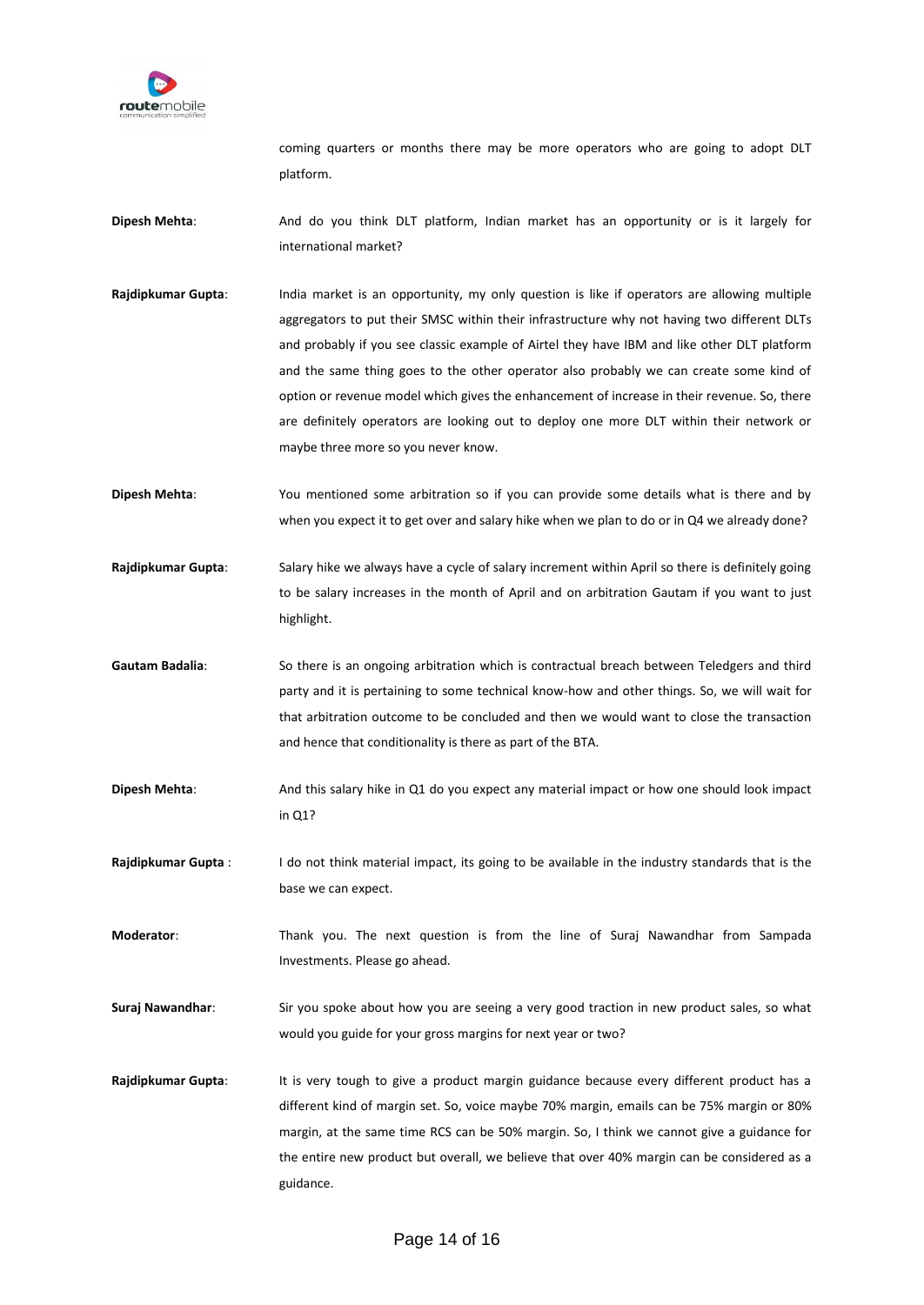coming quarters or months there may be more operators who are going to adopt DLT platform.

**Dipesh Mehta**: And do you think DLT platform, Indian market has an opportunity or is it largely for international market?

**Rajdipkumar Gupta**: India market is an opportunity, my only question is like if operators are allowing multiple aggregators to put their SMSC within their infrastructure why not having two different DLTs and probably if you see classic example of Airtel they have IBM and like other DLT platform and the same thing goes to the other operator also probably we can create some kind of option or revenue model which gives the enhancement of increase in their revenue. So, there are definitely operators are looking out to deploy one more DLT within their network or maybe three more so you never know.

**Dipesh Mehta**: You mentioned some arbitration so if you can provide some details what is there and by when you expect it to get over and salary hike when we plan to do or in Q4 we already done?

**Rajdipkumar Gupta**: Salary hike we always have a cycle of salary increment within April so there is definitely going to be salary increases in the month of April and on arbitration Gautam if you want to just highlight.

**Gautam Badalia**: So there is an ongoing arbitration which is contractual breach between Teledgers and third party and it is pertaining to some technical know-how and other things. So, we will wait for that arbitration outcome to be concluded and then we would want to close the transaction and hence that conditionality is there as part of the BTA.

**Dipesh Mehta**: And this salary hike in Q1 do you expect any material impact or how one should look impact in Q1?

**Rajdipkumar Gupta** : I do not think material impact, its going to be available in the industry standards that is the base we can expect.

**Moderator**: Thank you. The next question is from the line of Suraj Nawandhar from Sampada Investments. Please go ahead.

**Suraj Nawandhar**: Sir you spoke about how you are seeing a very good traction in new product sales, so what would you guide for your gross margins for next year or two?

**Rajdipkumar Gupta**: It is very tough to give a product margin guidance because every different product has a different kind of margin set. So, voice maybe 70% margin, emails can be 75% margin or 80% margin, at the same time RCS can be 50% margin. So, I think we cannot give a guidance for the entire new product but overall, we believe that over 40% margin can be considered as a guidance.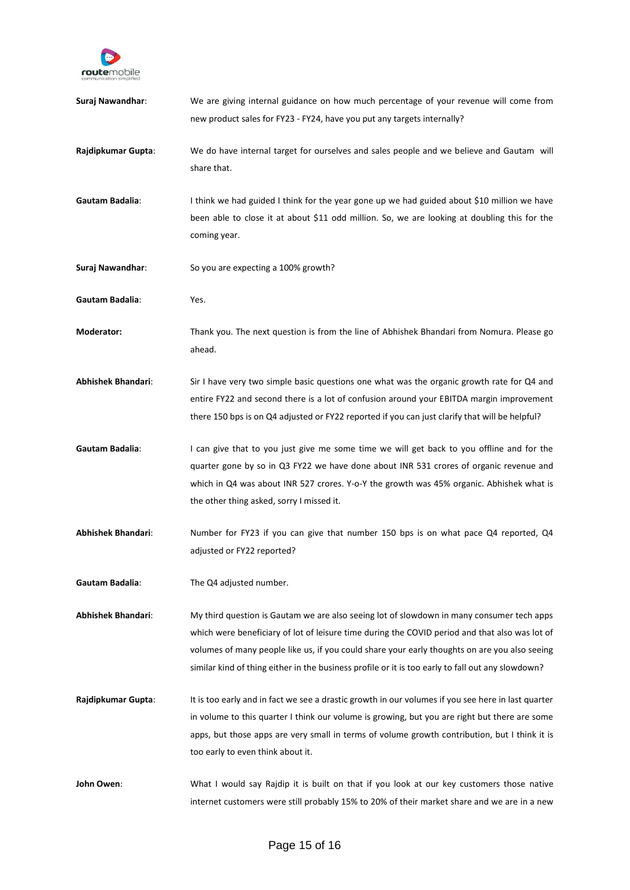**Suraj Nawandhar**: We are giving internal guidance on how much percentage of your revenue will come from new product sales for FY23 - FY24, have you put any targets internally?

**Rajdipkumar Gupta**: We do have internal target for ourselves and sales people and we believe and Gautam will share that.

**Gautam Badalia**: I think we had guided I think for the year gone up we had guided about $10 million we have been able to close it at about $11 odd million. So, we are looking at doubling this for the coming year.

**Suraj Nawandhar**: So you are expecting a 100% growth?

**Gautam Badalia**: Yes.

**Moderator:** Thank you. The next question is from the line of Abhishek Bhandari from Nomura. Please go ahead.

**Abhishek Bhandari**: Sir I have very two simple basic questions one what was the organic growth rate for Q4 and entire FY22 and second there is a lot of confusion around your EBITDA margin improvement there 150 bps is on Q4 adjusted or FY22 reported if you can just clarify that will be helpful?

**Gautam Badalia**: I can give that to you just give me some time we will get back to you offline and for the quarter gone by so in Q3 FY22 we have done about INR 531 crores of organic revenue and which in Q4 was about INR 527 crores. Y-o-Y the growth was 45% organic. Abhishek what is the other thing asked, sorry I missed it.

**Abhishek Bhandari**: Number for FY23 if you can give that number 150 bps is on what pace Q4 reported, Q4 adjusted or FY22 reported?

**Gautam Badalia**: The Q4 adjusted number.

**Abhishek Bhandari**: My third question is Gautam we are also seeing lot of slowdown in many consumer tech apps which were beneficiary of lot of leisure time during the COVID period and that also was lot of volumes of many people like us, if you could share your early thoughts on are you also seeing similar kind of thing either in the business profile or it is too early to fall out any slowdown?

**Rajdipkumar Gupta**: It is too early and in fact we see a drastic growth in our volumes if you see here in last quarter in volume to this quarter I think our volume is growing, but you are right but there are some apps, but those apps are very small in terms of volume growth contribution, but I think it is too early to even think about it.

**John Owen**: What I would say Rajdip it is built on that if you look at our key customers those native internet customers were still probably 15% to 20% of their market share and we are in a new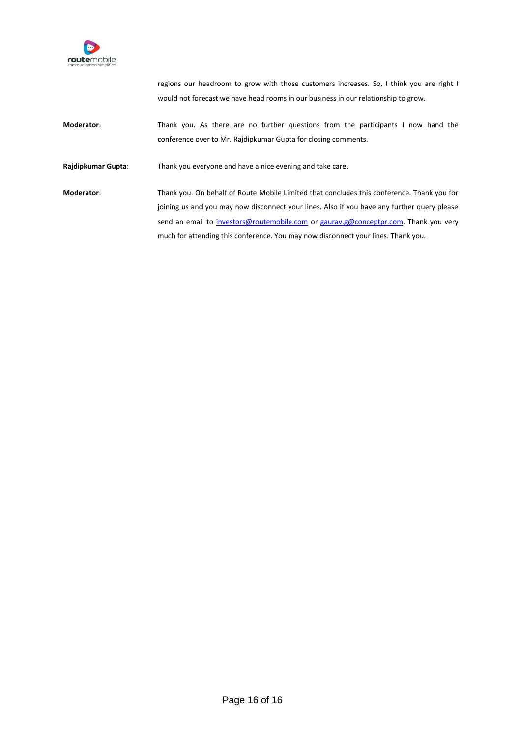regions our headroom to grow with those customers increases. So, I think you are right I would not forecast we have head rooms in our business in our relationship to grow.

**Moderator**: Thank you. As there are no further questions from the participants I now hand the conference over to Mr. Rajdipkumar Gupta for closing comments.

**Rajdipkumar Gupta**: Thank you everyone and have a nice evening and take care.

**Moderator**: Thank you. On behalf of Route Mobile Limited that concludes this conference. Thank you for joining us and you may now disconnect your lines. Also if you have any further query please send an email to investors@routemobile.com or gaurav.g@conceptpr.com. Thank you very much for attending this conference. You may now disconnect your lines. Thank you.